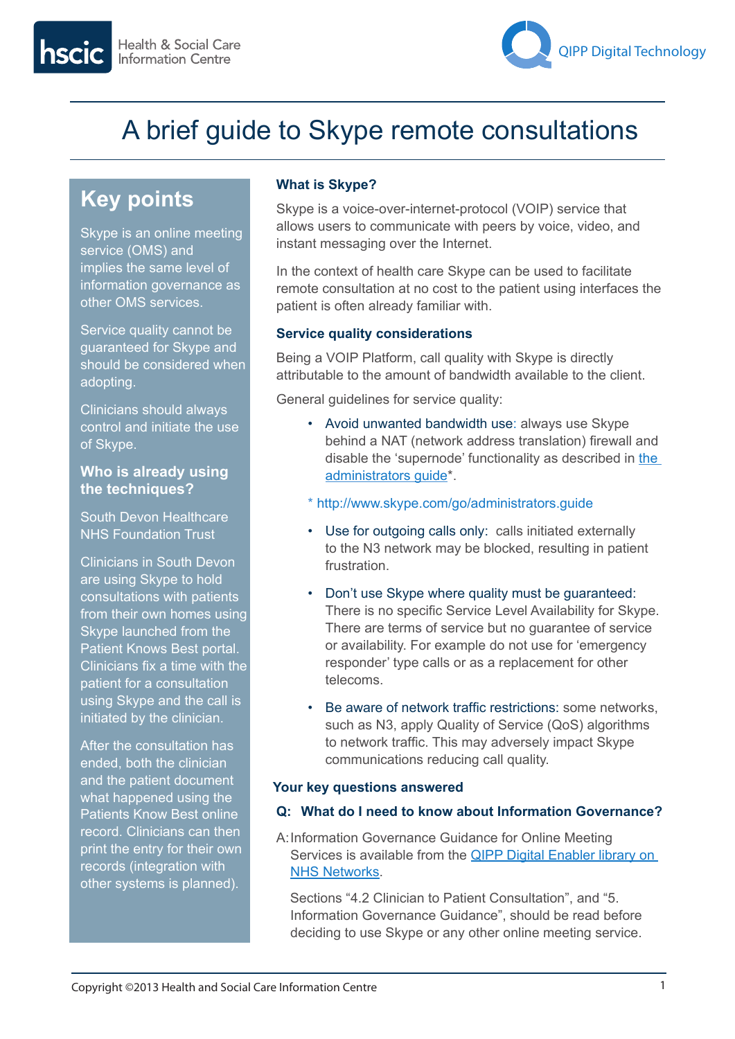Health & Social Care Information Centre

QIPP Digital Technology

# A brief guide to Skype remote consultations

## Key points

Skype is an online meeting service (OMS) and implies the same level of information governance as other OMS services.

Service quality cannot be guaranteed for Skype and should be considered when adopting.

Clinicians should always control and initiate the use of Skype.

### Who is already using the techniques?

South Devon Healthcare NHS Foundation Trust

Clinicians in South Devon are using Skype to hold consultations with patients from their own homes using Skype launched from the Patient Knows Best portal. Clinicians fix a time with the patient for a consultation using Skype and the call is initiated by the clinician.

After the consultation has ended, both the clinician and the patient document what happened using the Patients Know Best online record. Clinicians can then print the entry for their own records (integration with other systems is planned).

### What is Skype?

Skype is a voice-over-internet-protocol (VOIP) service that allows users to communicate with peers by voice, video, and instant messaging over the Internet.

In the context of health care Skype can be used to facilitate remote consultation at no cost to the patient using interfaces the patient is often already familiar with.

### Service quality considerations

Being a VOIP Platform, call quality with Skype is directly attributable to the amount of bandwidth available to the client.

General guidelines for service quality:

- Avoid unwanted bandwidth use: always use Skype behind a NAT (network address translation) firewall and disable the 'supernode' functionality as described in [the administrators guide](http://www.skype.com/go/administrators.guide)*.

  \* http://www.skype.com/go/administrators.guide

- Use for outgoing calls only: calls initiated externally to the N3 network may be blocked, resulting in patient frustration.
- Don't use Skype where quality must be guaranteed: There is no specific Service Level Availability for Skype. There are terms of service but no guarantee of service or availability. For example do not use for 'emergency responder' type calls or as a replacement for other telecoms.
- Be aware of network traffic restrictions: some networks, such as N3, apply Quality of Service (QoS) algorithms to network traffic. This may adversely impact Skype communications reducing call quality.

### Your key questions answered

**Q: What do I need to know about Information Governance?**

A: Information Governance Guidance for Online Meeting Services is available from the QIPP Digital Enabler library on NHS Networks.

Sections "4.2 Clinician to Patient Consultation", and "5. Information Governance Guidance", should be read before deciding to use Skype or any other online meeting service.

Copyright ©2013 Health and Social Care Information Centre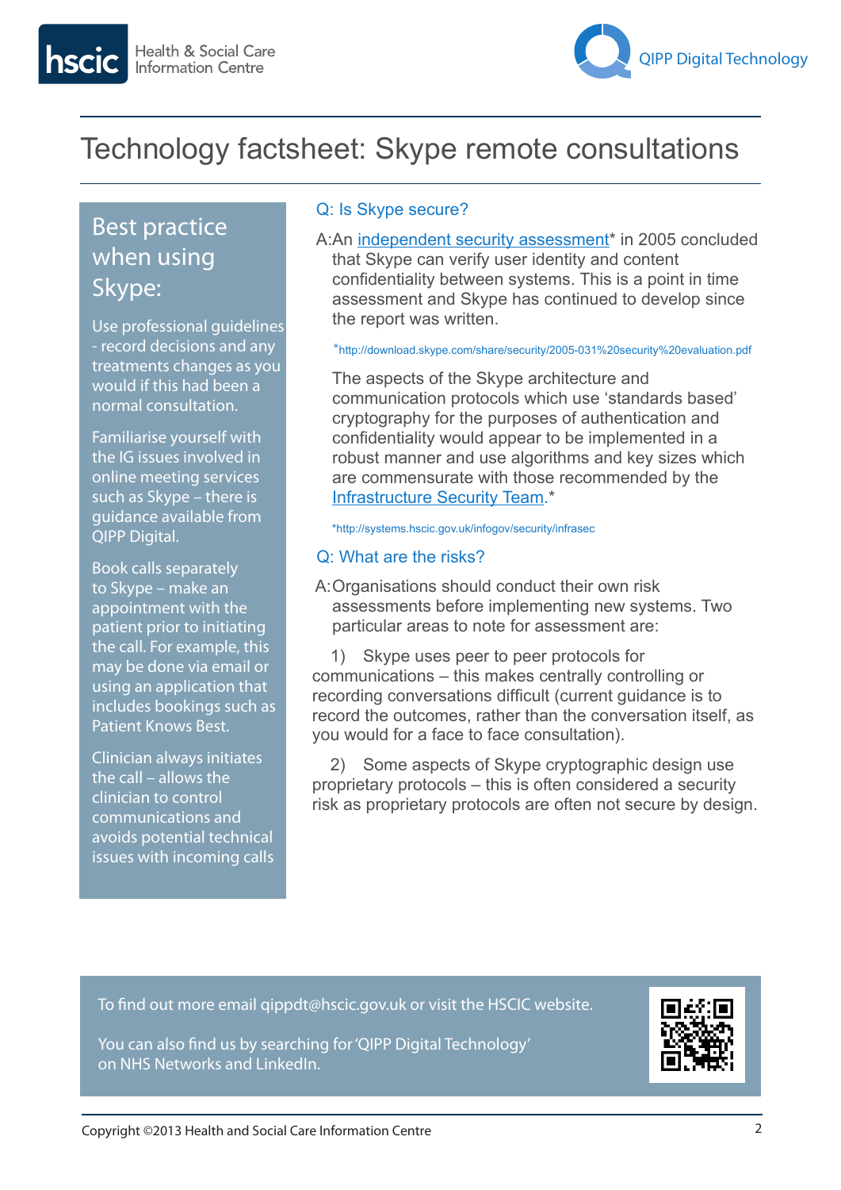# Technology factsheet: Skype remote consultations

## Best practice when using Skype:

Use professional guidelines - record decisions and any treatments changes as you would if this had been a normal consultation.

Familiarise yourself with the IG issues involved in online meeting services such as Skype – there is guidance available from QIPP Digital.

Book calls separately to Skype – make an appointment with the patient prior to initiating the call. For example, this may be done via email or using an application that includes bookings such as Patient Knows Best.

Clinician always initiates the call – allows the clinician to control communications and avoids potential technical issues with incoming calls

### Q: Is Skype secure?

A: An independent security assessment* in 2005 concluded that Skype can verify user identity and content confidentiality between systems. This is a point in time assessment and Skype has continued to develop since the report was written.

*http://download.skype.com/share/security/2005-031%20security%20evaluation.pdf

The aspects of the Skype architecture and communication protocols which use 'standards based' cryptography for the purposes of authentication and confidentiality would appear to be implemented in a robust manner and use algorithms and key sizes which are commensurate with those recommended by the Infrastructure Security Team.*

*http://systems.hscic.gov.uk/infogov/security/infrasec

### Q: What are the risks?

A: Organisations should conduct their own risk assessments before implementing new systems. Two particular areas to note for assessment are:

1) Skype uses peer to peer protocols for communications – this makes centrally controlling or recording conversations difficult (current guidance is to record the outcomes, rather than the conversation itself, as you would for a face to face consultation).

2) Some aspects of Skype cryptographic design use proprietary protocols – this is often considered a security risk as proprietary protocols are often not secure by design.

To find out more email qippdt@hscic.gov.uk or visit the HSCIC website.

You can also find us by searching for 'QIPP Digital Technology' on NHS Networks and LinkedIn.

Copyright ©2013 Health and Social Care Information Centre